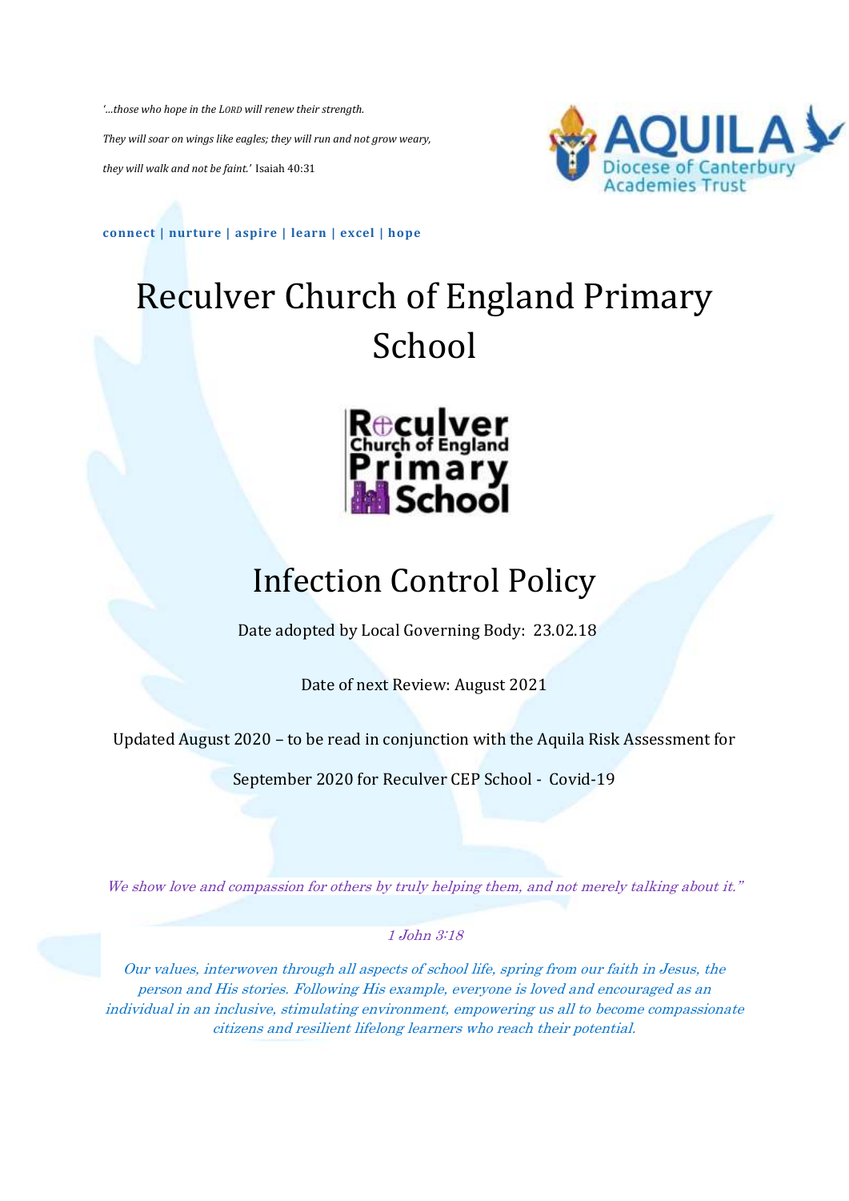*'...those who hope in the LORD will renew their strength.*

*They will soar on wings like eagles; they will run and not grow weary,*

*they will walk and not be faint.'* Isaiah 40:31

AQUILA
Diocese of Canterbury
Academies Trust

**connect | nurture | aspire | learn | excel | hope**

# Reculver Church of England Primary School

Reculver Church of England Primary School

# Infection Control Policy

Date adopted by Local Governing Body: 23.02.18

Date of next Review: August 2021

Updated August 2020 – to be read in conjunction with the Aquila Risk Assessment for

September 2020 for Reculver CEP School - Covid-19

*We show love and compassion for others by truly helping them, and not merely talking about it."*

*1 John 3:18*

*Our values, interwoven through all aspects of school life, spring from our faith in Jesus, the person and His stories. Following His example, everyone is loved and encouraged as an individual in an inclusive, stimulating environment, empowering us all to become compassionate citizens and resilient lifelong learners who reach their potential.*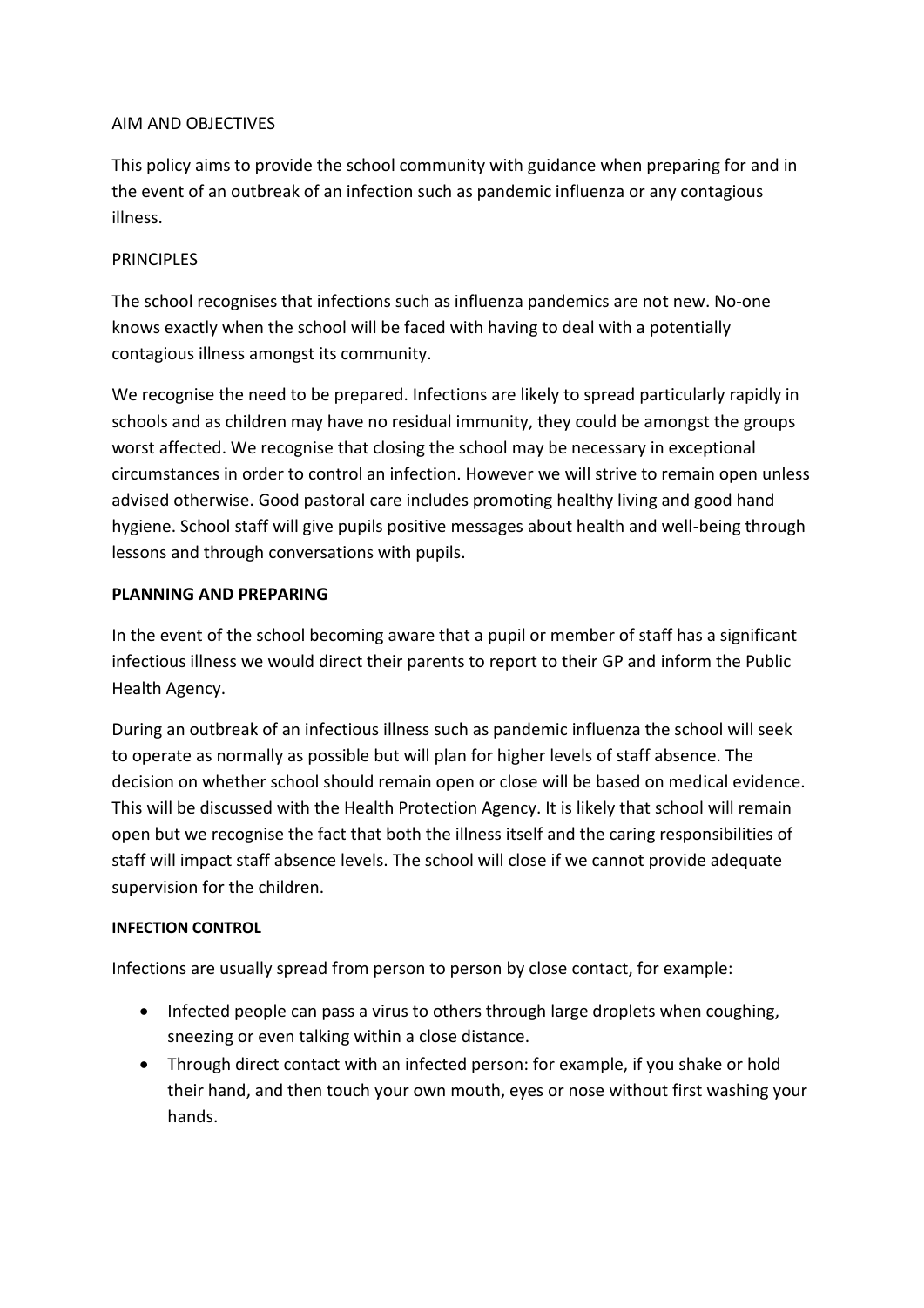AIM AND OBJECTIVES

This policy aims to provide the school community with guidance when preparing for and in the event of an outbreak of an infection such as pandemic influenza or any contagious illness.

PRINCIPLES

The school recognises that infections such as influenza pandemics are not new. No-one knows exactly when the school will be faced with having to deal with a potentially contagious illness amongst its community.

We recognise the need to be prepared. Infections are likely to spread particularly rapidly in schools and as children may have no residual immunity, they could be amongst the groups worst affected. We recognise that closing the school may be necessary in exceptional circumstances in order to control an infection. However we will strive to remain open unless advised otherwise. Good pastoral care includes promoting healthy living and good hand hygiene. School staff will give pupils positive messages about health and well-being through lessons and through conversations with pupils.

**PLANNING AND PREPARING**

In the event of the school becoming aware that a pupil or member of staff has a significant infectious illness we would direct their parents to report to their GP and inform the Public Health Agency.

During an outbreak of an infectious illness such as pandemic influenza the school will seek to operate as normally as possible but will plan for higher levels of staff absence. The decision on whether school should remain open or close will be based on medical evidence. This will be discussed with the Health Protection Agency. It is likely that school will remain open but we recognise the fact that both the illness itself and the caring responsibilities of staff will impact staff absence levels. The school will close if we cannot provide adequate supervision for the children.

**INFECTION CONTROL**

Infections are usually spread from person to person by close contact, for example:

- Infected people can pass a virus to others through large droplets when coughing, sneezing or even talking within a close distance.
- Through direct contact with an infected person: for example, if you shake or hold their hand, and then touch your own mouth, eyes or nose without first washing your hands.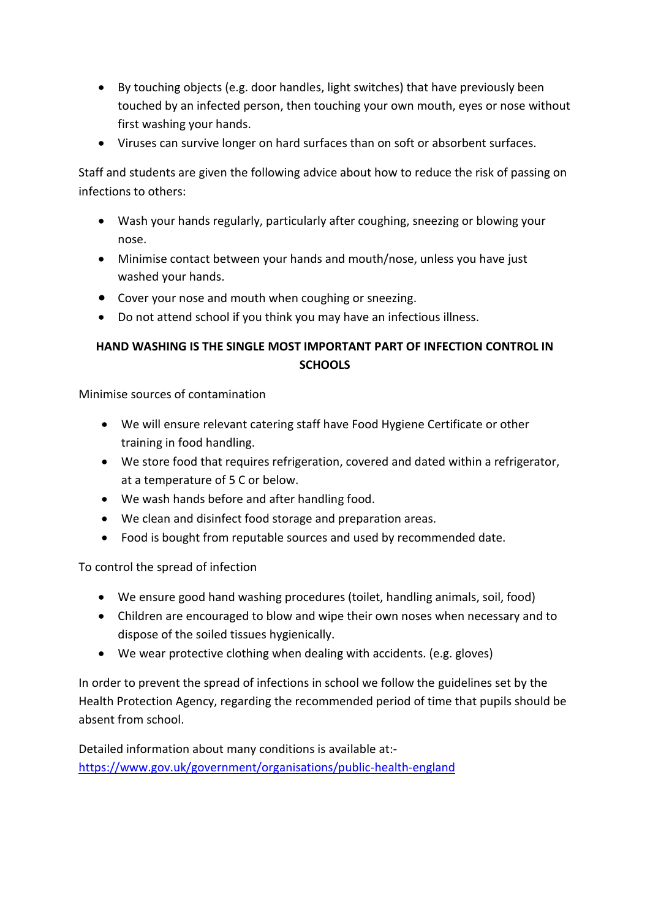- By touching objects (e.g. door handles, light switches) that have previously been touched by an infected person, then touching your own mouth, eyes or nose without first washing your hands.
- Viruses can survive longer on hard surfaces than on soft or absorbent surfaces.

Staff and students are given the following advice about how to reduce the risk of passing on infections to others:

- Wash your hands regularly, particularly after coughing, sneezing or blowing your nose.
- Minimise contact between your hands and mouth/nose, unless you have just washed your hands.
- Cover your nose and mouth when coughing or sneezing.
- Do not attend school if you think you may have an infectious illness.

**HAND WASHING IS THE SINGLE MOST IMPORTANT PART OF INFECTION CONTROL IN SCHOOLS**

Minimise sources of contamination

- We will ensure relevant catering staff have Food Hygiene Certificate or other training in food handling.
- We store food that requires refrigeration, covered and dated within a refrigerator, at a temperature of 5 C or below.
- We wash hands before and after handling food.
- We clean and disinfect food storage and preparation areas.
- Food is bought from reputable sources and used by recommended date.

To control the spread of infection

- We ensure good hand washing procedures (toilet, handling animals, soil, food)
- Children are encouraged to blow and wipe their own noses when necessary and to dispose of the soiled tissues hygienically.
- We wear protective clothing when dealing with accidents. (e.g. gloves)

In order to prevent the spread of infections in school we follow the guidelines set by the Health Protection Agency, regarding the recommended period of time that pupils should be absent from school.

Detailed information about many conditions is available at:-
[https://www.gov.uk/government/organisations/public-health-england](https://www.gov.uk/government/organisations/public-health-england)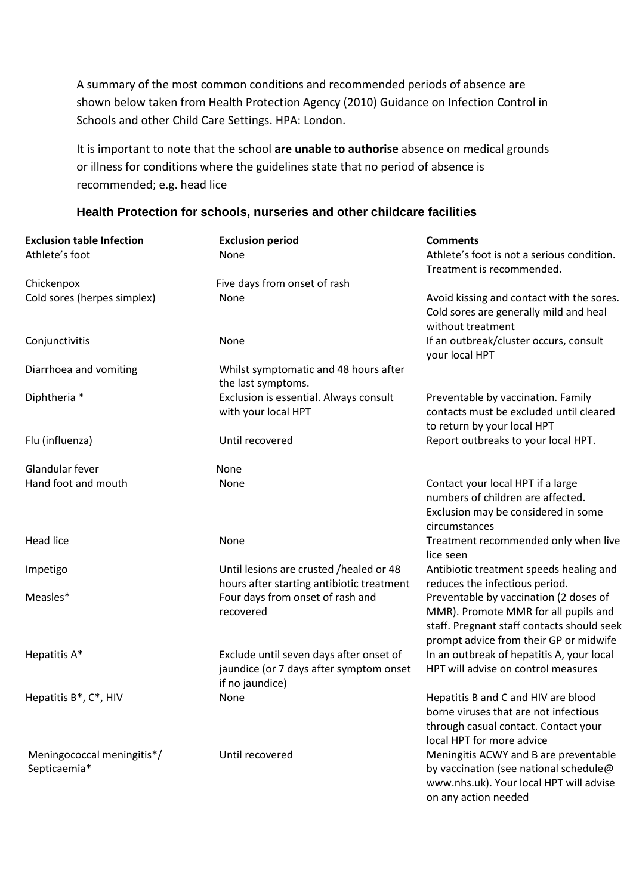A summary of the most common conditions and recommended periods of absence are shown below taken from Health Protection Agency (2010) Guidance on Infection Control in Schools and other Child Care Settings. HPA: London.

It is important to note that the school **are unable to authorise** absence on medical grounds or illness for conditions where the guidelines state that no period of absence is recommended; e.g. head lice

### Health Protection for schools, nurseries and other childcare facilities

| Exclusion table Infection | Exclusion period | Comments |
|---|---|---|
| Athlete's foot | None | Athlete's foot is not a serious condition. Treatment is recommended. |
| Chickenpox | Five days from onset of rash | |
| Cold sores (herpes simplex) | None | Avoid kissing and contact with the sores. Cold sores are generally mild and heal without treatment |
| Conjunctivitis | None | If an outbreak/cluster occurs, consult your local HPT |
| Diarrhoea and vomiting | Whilst symptomatic and 48 hours after the last symptoms. | |
| Diphtheria * | Exclusion is essential. Always consult with your local HPT | Preventable by vaccination. Family contacts must be excluded until cleared to return by your local HPT |
| Flu (influenza) | Until recovered | Report outbreaks to your local HPT. |
| Glandular fever | None | |
| Hand foot and mouth | None | Contact your local HPT if a large numbers of children are affected. Exclusion may be considered in some circumstances |
| Head lice | None | Treatment recommended only when live lice seen |
| Impetigo | Until lesions are crusted /healed or 48 hours after starting antibiotic treatment | Antibiotic treatment speeds healing and reduces the infectious period. |
| Measles* | Four days from onset of rash and recovered | Preventable by vaccination (2 doses of MMR). Promote MMR for all pupils and staff. Pregnant staff contacts should seek prompt advice from their GP or midwife |
| Hepatitis A* | Exclude until seven days after onset of jaundice (or 7 days after symptom onset if no jaundice) | In an outbreak of hepatitis A, your local HPT will advise on control measures |
| Hepatitis B*, C*, HIV | None | Hepatitis B and C and HIV are blood borne viruses that are not infectious through casual contact. Contact your local HPT for more advice |
| Meningococcal meningitis*/ Septicaemia* | Until recovered | Meningitis ACWY and B are preventable by vaccination (see national schedule@ www.nhs.uk). Your local HPT will advise on any action needed |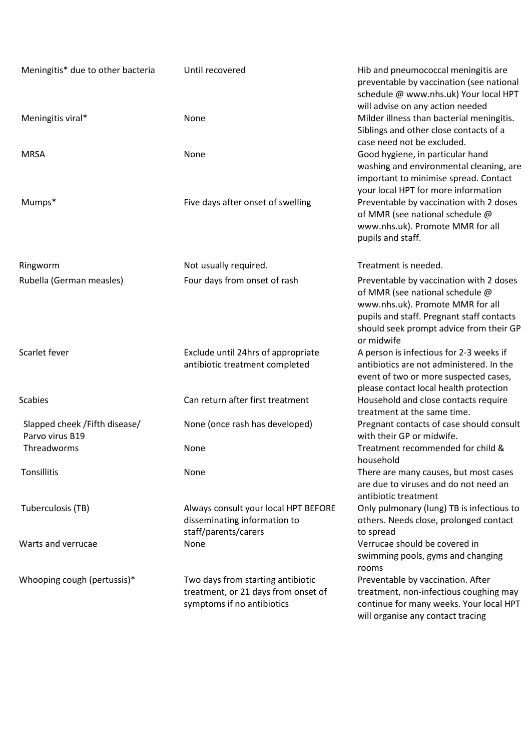| | | |
|---|---|---|
| Meningitis* due to other bacteria | Until recovered | Hib and pneumococcal meningitis are preventable by vaccination (see national schedule @ www.nhs.uk) Your local HPT will advise on any action needed |
| Meningitis viral* | None | Milder illness than bacterial meningitis. Siblings and other close contacts of a case need not be excluded. |
| MRSA | None | Good hygiene, in particular hand washing and environmental cleaning, are important to minimise spread. Contact your local HPT for more information |
| Mumps* | Five days after onset of swelling | Preventable by vaccination with 2 doses of MMR (see national schedule @ www.nhs.uk). Promote MMR for all pupils and staff. |
| Ringworm | Not usually required. | Treatment is needed. |
| Rubella (German measles) | Four days from onset of rash | Preventable by vaccination with 2 doses of MMR (see national schedule @ www.nhs.uk). Promote MMR for all pupils and staff. Pregnant staff contacts should seek prompt advice from their GP or midwife |
| Scarlet fever | Exclude until 24hrs of appropriate antibiotic treatment completed | A person is infectious for 2-3 weeks if antibiotics are not administered. In the event of two or more suspected cases, please contact local health protection |
| Scabies | Can return after first treatment | Household and close contacts require treatment at the same time. |
| Slapped cheek /Fifth disease/ Parvo virus B19 | None (once rash has developed) | Pregnant contacts of case should consult with their GP or midwife. |
| Threadworms | None | Treatment recommended for child & household |
| Tonsillitis | None | There are many causes, but most cases are due to viruses and do not need an antibiotic treatment |
| Tuberculosis (TB) | Always consult your local HPT BEFORE disseminating information to staff/parents/carers | Only pulmonary (lung) TB is infectious to others. Needs close, prolonged contact to spread |
| Warts and verrucae | None | Verrucae should be covered in swimming pools, gyms and changing rooms |
| Whooping cough (pertussis)* | Two days from starting antibiotic treatment, or 21 days from onset of symptoms if no antibiotics | Preventable by vaccination. After treatment, non-infectious coughing may continue for many weeks. Your local HPT will organise any contact tracing |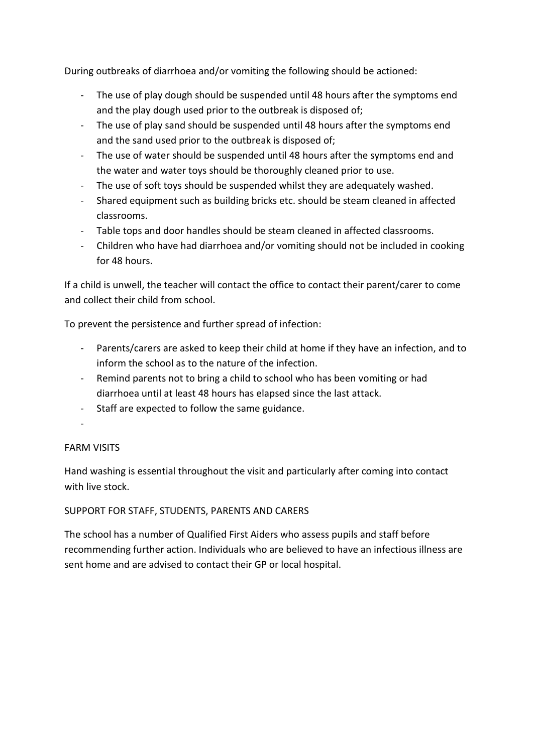During outbreaks of diarrhoea and/or vomiting the following should be actioned:

- The use of play dough should be suspended until 48 hours after the symptoms end and the play dough used prior to the outbreak is disposed of;
- The use of play sand should be suspended until 48 hours after the symptoms end and the sand used prior to the outbreak is disposed of;
- The use of water should be suspended until 48 hours after the symptoms end and the water and water toys should be thoroughly cleaned prior to use.
- The use of soft toys should be suspended whilst they are adequately washed.
- Shared equipment such as building bricks etc. should be steam cleaned in affected classrooms.
- Table tops and door handles should be steam cleaned in affected classrooms.
- Children who have had diarrhoea and/or vomiting should not be included in cooking for 48 hours.

If a child is unwell, the teacher will contact the office to contact their parent/carer to come and collect their child from school.

To prevent the persistence and further spread of infection:

- Parents/carers are asked to keep their child at home if they have an infection, and to inform the school as to the nature of the infection.
- Remind parents not to bring a child to school who has been vomiting or had diarrhoea until at least 48 hours has elapsed since the last attack.
- Staff are expected to follow the same guidance.

FARM VISITS

Hand washing is essential throughout the visit and particularly after coming into contact with live stock.

SUPPORT FOR STAFF, STUDENTS, PARENTS AND CARERS

The school has a number of Qualified First Aiders who assess pupils and staff before recommending further action. Individuals who are believed to have an infectious illness are sent home and are advised to contact their GP or local hospital.